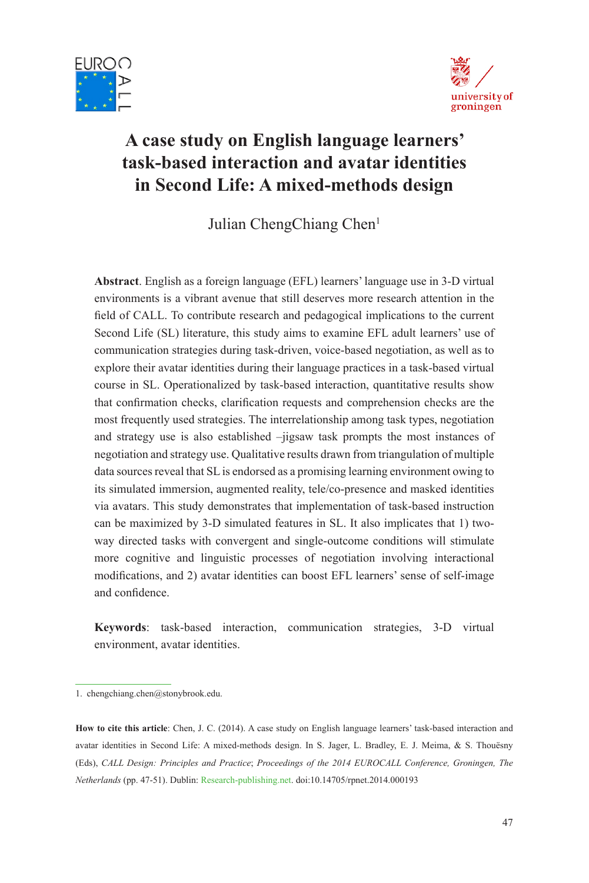# A case study on English language learners' task-based interaction and avatar identities in Second Life: A mixed-methods design

Julian ChengChiang Chen[1]

**Abstract**. English as a foreign language (EFL) learners' language use in 3-D virtual environments is a vibrant avenue that still deserves more research attention in the field of CALL. To contribute research and pedagogical implications to the current Second Life (SL) literature, this study aims to examine EFL adult learners' use of communication strategies during task-driven, voice-based negotiation, as well as to explore their avatar identities during their language practices in a task-based virtual course in SL. Operationalized by task-based interaction, quantitative results show that confirmation checks, clarification requests and comprehension checks are the most frequently used strategies. The interrelationship among task types, negotiation and strategy use is also established –jigsaw task prompts the most instances of negotiation and strategy use. Qualitative results drawn from triangulation of multiple data sources reveal that SL is endorsed as a promising learning environment owing to its simulated immersion, augmented reality, tele/co-presence and masked identities via avatars. This study demonstrates that implementation of task-based instruction can be maximized by 3-D simulated features in SL. It also implicates that 1) two-way directed tasks with convergent and single-outcome conditions will stimulate more cognitive and linguistic processes of negotiation involving interactional modifications, and 2) avatar identities can boost EFL learners' sense of self-image and confidence.

**Keywords**: task-based interaction, communication strategies, 3-D virtual environment, avatar identities.

1. chengchiang.chen@stonybrook.edu.

**How to cite this article**: Chen, J. C. (2014). A case study on English language learners' task-based interaction and avatar identities in Second Life: A mixed-methods design. In S. Jager, L. Bradley, E. J. Meima, & S. Thouësny (Eds), *CALL Design: Principles and Practice*; *Proceedings of the 2014 EUROCALL Conference, Groningen, The Netherlands* (pp. 47-51). Dublin: Research-publishing.net. doi:10.14705/rpnet.2014.000193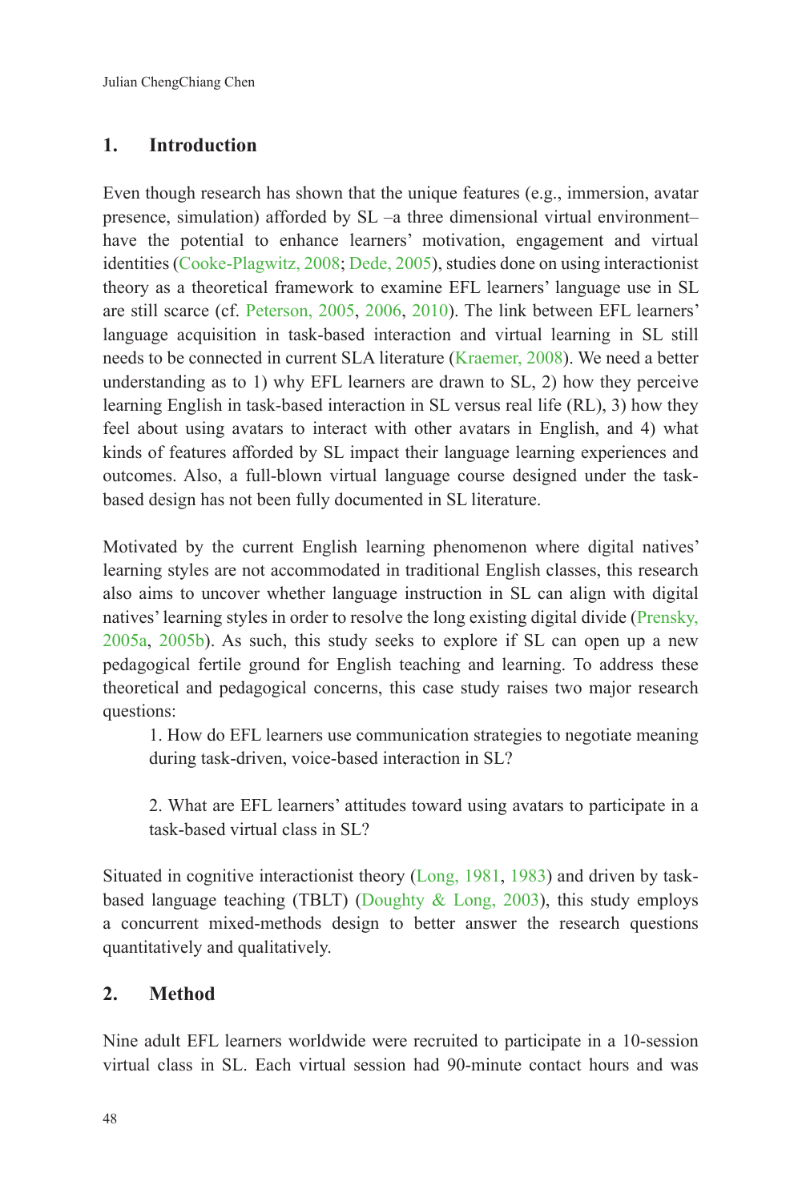## 1. Introduction

Even though research has shown that the unique features (e.g., immersion, avatar presence, simulation) afforded by SL –a three dimensional virtual environment– have the potential to enhance learners' motivation, engagement and virtual identities (Cooke-Plagwitz, 2008; Dede, 2005), studies done on using interactionist theory as a theoretical framework to examine EFL learners' language use in SL are still scarce (cf. Peterson, 2005, 2006, 2010). The link between EFL learners' language acquisition in task-based interaction and virtual learning in SL still needs to be connected in current SLA literature (Kraemer, 2008). We need a better understanding as to 1) why EFL learners are drawn to SL, 2) how they perceive learning English in task-based interaction in SL versus real life (RL), 3) how they feel about using avatars to interact with other avatars in English, and 4) what kinds of features afforded by SL impact their language learning experiences and outcomes. Also, a full-blown virtual language course designed under the task-based design has not been fully documented in SL literature.

Motivated by the current English learning phenomenon where digital natives' learning styles are not accommodated in traditional English classes, this research also aims to uncover whether language instruction in SL can align with digital natives' learning styles in order to resolve the long existing digital divide (Prensky, 2005a, 2005b). As such, this study seeks to explore if SL can open up a new pedagogical fertile ground for English teaching and learning. To address these theoretical and pedagogical concerns, this case study raises two major research questions:

1. How do EFL learners use communication strategies to negotiate meaning during task-driven, voice-based interaction in SL?

2. What are EFL learners' attitudes toward using avatars to participate in a task-based virtual class in SL?

Situated in cognitive interactionist theory (Long, 1981, 1983) and driven by task-based language teaching (TBLT) (Doughty & Long, 2003), this study employs a concurrent mixed-methods design to better answer the research questions quantitatively and qualitatively.

## 2. Method

Nine adult EFL learners worldwide were recruited to participate in a 10-session virtual class in SL. Each virtual session had 90-minute contact hours and was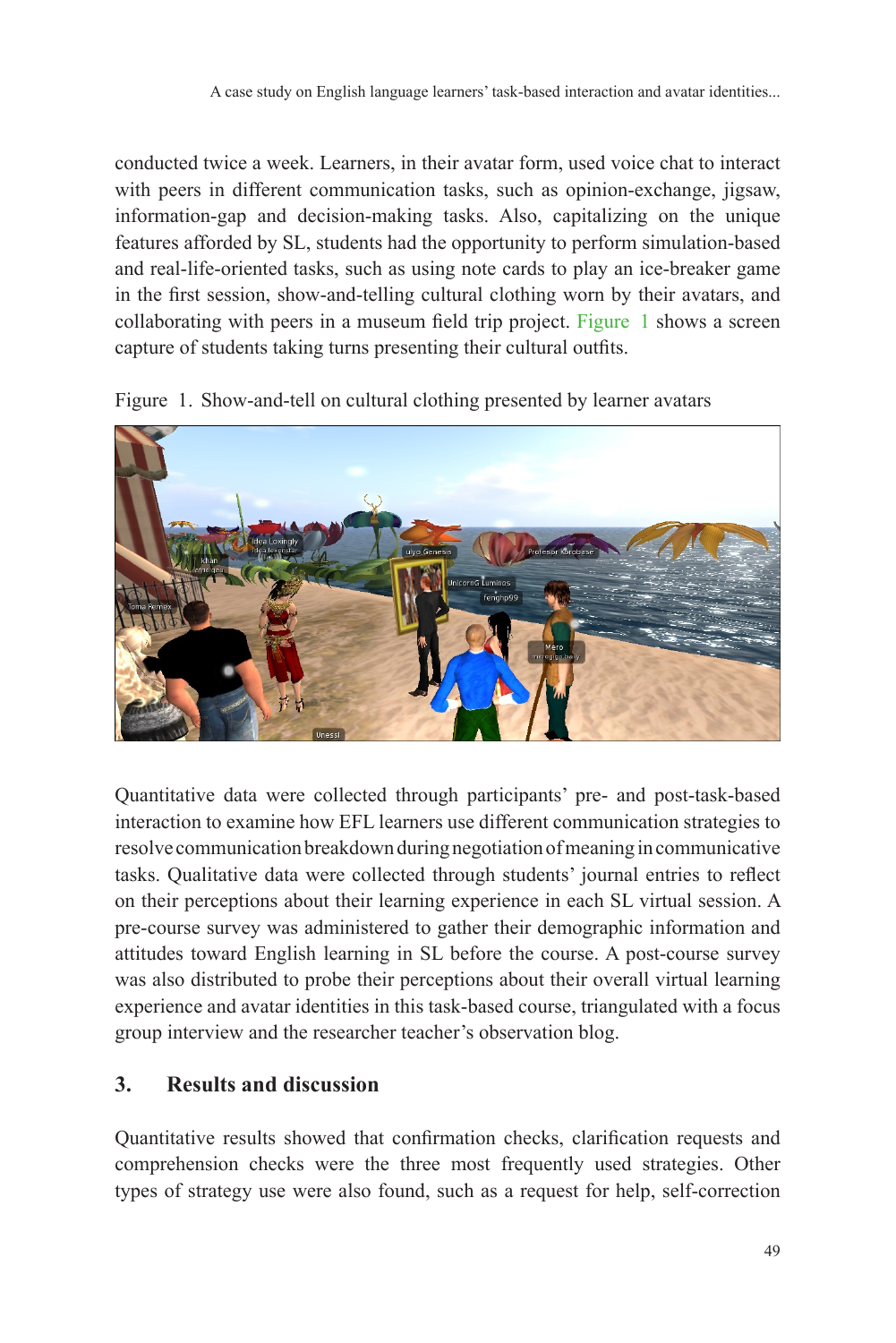conducted twice a week. Learners, in their avatar form, used voice chat to interact with peers in different communication tasks, such as opinion-exchange, jigsaw, information-gap and decision-making tasks. Also, capitalizing on the unique features afforded by SL, students had the opportunity to perform simulation-based and real-life-oriented tasks, such as using note cards to play an ice-breaker game in the first session, show-and-telling cultural clothing worn by their avatars, and collaborating with peers in a museum field trip project. Figure 1 shows a screen capture of students taking turns presenting their cultural outfits.

Figure 1. Show-and-tell on cultural clothing presented by learner avatars

Quantitative data were collected through participants' pre- and post-task-based interaction to examine how EFL learners use different communication strategies to resolve communication breakdown during negotiation of meaning in communicative tasks. Qualitative data were collected through students' journal entries to reflect on their perceptions about their learning experience in each SL virtual session. A pre-course survey was administered to gather their demographic information and attitudes toward English learning in SL before the course. A post-course survey was also distributed to probe their perceptions about their overall virtual learning experience and avatar identities in this task-based course, triangulated with a focus group interview and the researcher teacher's observation blog.

## 3. Results and discussion

Quantitative results showed that confirmation checks, clarification requests and comprehension checks were the three most frequently used strategies. Other types of strategy use were also found, such as a request for help, self-correction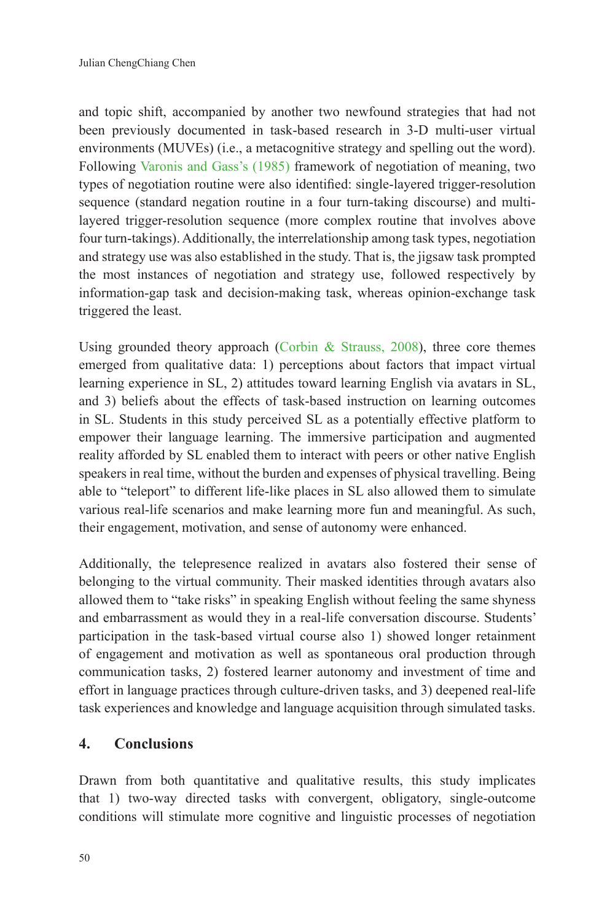and topic shift, accompanied by another two newfound strategies that had not been previously documented in task-based research in 3-D multi-user virtual environments (MUVEs) (i.e., a metacognitive strategy and spelling out the word). Following Varonis and Gass's (1985) framework of negotiation of meaning, two types of negotiation routine were also identified: single-layered trigger-resolution sequence (standard negation routine in a four turn-taking discourse) and multi-layered trigger-resolution sequence (more complex routine that involves above four turn-takings). Additionally, the interrelationship among task types, negotiation and strategy use was also established in the study. That is, the jigsaw task prompted the most instances of negotiation and strategy use, followed respectively by information-gap task and decision-making task, whereas opinion-exchange task triggered the least.

Using grounded theory approach (Corbin & Strauss, 2008), three core themes emerged from qualitative data: 1) perceptions about factors that impact virtual learning experience in SL, 2) attitudes toward learning English via avatars in SL, and 3) beliefs about the effects of task-based instruction on learning outcomes in SL. Students in this study perceived SL as a potentially effective platform to empower their language learning. The immersive participation and augmented reality afforded by SL enabled them to interact with peers or other native English speakers in real time, without the burden and expenses of physical travelling. Being able to "teleport" to different life-like places in SL also allowed them to simulate various real-life scenarios and make learning more fun and meaningful. As such, their engagement, motivation, and sense of autonomy were enhanced.

Additionally, the telepresence realized in avatars also fostered their sense of belonging to the virtual community. Their masked identities through avatars also allowed them to "take risks" in speaking English without feeling the same shyness and embarrassment as would they in a real-life conversation discourse. Students' participation in the task-based virtual course also 1) showed longer retainment of engagement and motivation as well as spontaneous oral production through communication tasks, 2) fostered learner autonomy and investment of time and effort in language practices through culture-driven tasks, and 3) deepened real-life task experiences and knowledge and language acquisition through simulated tasks.

## 4. Conclusions

Drawn from both quantitative and qualitative results, this study implicates that 1) two-way directed tasks with convergent, obligatory, single-outcome conditions will stimulate more cognitive and linguistic processes of negotiation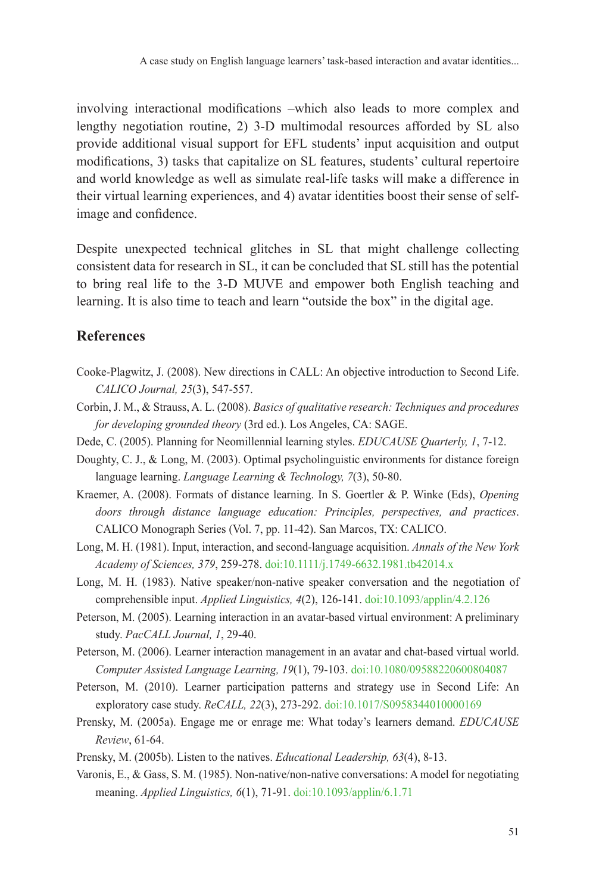involving interactional modifications –which also leads to more complex and lengthy negotiation routine, 2) 3-D multimodal resources afforded by SL also provide additional visual support for EFL students' input acquisition and output modifications, 3) tasks that capitalize on SL features, students' cultural repertoire and world knowledge as well as simulate real-life tasks will make a difference in their virtual learning experiences, and 4) avatar identities boost their sense of self-image and confidence.

Despite unexpected technical glitches in SL that might challenge collecting consistent data for research in SL, it can be concluded that SL still has the potential to bring real life to the 3-D MUVE and empower both English teaching and learning. It is also time to teach and learn "outside the box" in the digital age.

## References

Cooke-Plagwitz, J. (2008). New directions in CALL: An objective introduction to Second Life. *CALICO Journal, 25*(3), 547-557.

Corbin, J. M., & Strauss, A. L. (2008). *Basics of qualitative research: Techniques and procedures for developing grounded theory* (3rd ed.). Los Angeles, CA: SAGE.

Dede, C. (2005). Planning for Neomillennial learning styles. *EDUCAUSE Quarterly, 1*, 7-12.

Doughty, C. J., & Long, M. (2003). Optimal psycholinguistic environments for distance foreign language learning. *Language Learning & Technology, 7*(3), 50-80.

Kraemer, A. (2008). Formats of distance learning. In S. Goertler & P. Winke (Eds), *Opening doors through distance language education: Principles, perspectives, and practices*. CALICO Monograph Series (Vol. 7, pp. 11-42). San Marcos, TX: CALICO.

Long, M. H. (1981). Input, interaction, and second-language acquisition. *Annals of the New York Academy of Sciences, 379*, 259-278. doi:10.1111/j.1749-6632.1981.tb42014.x

Long, M. H. (1983). Native speaker/non-native speaker conversation and the negotiation of comprehensible input. *Applied Linguistics, 4*(2), 126-141. doi:10.1093/applin/4.2.126

Peterson, M. (2005). Learning interaction in an avatar-based virtual environment: A preliminary study. *PacCALL Journal, 1*, 29-40.

Peterson, M. (2006). Learner interaction management in an avatar and chat-based virtual world. *Computer Assisted Language Learning, 19*(1), 79-103. doi:10.1080/09588220600804087

Peterson, M. (2010). Learner participation patterns and strategy use in Second Life: An exploratory case study. *ReCALL, 22*(3), 273-292. doi:10.1017/S0958344010000169

Prensky, M. (2005a). Engage me or enrage me: What today's learners demand. *EDUCAUSE Review*, 61-64.

Prensky, M. (2005b). Listen to the natives. *Educational Leadership, 63*(4), 8-13.

Varonis, E., & Gass, S. M. (1985). Non-native/non-native conversations: A model for negotiating meaning. *Applied Linguistics, 6*(1), 71-91. doi:10.1093/applin/6.1.71